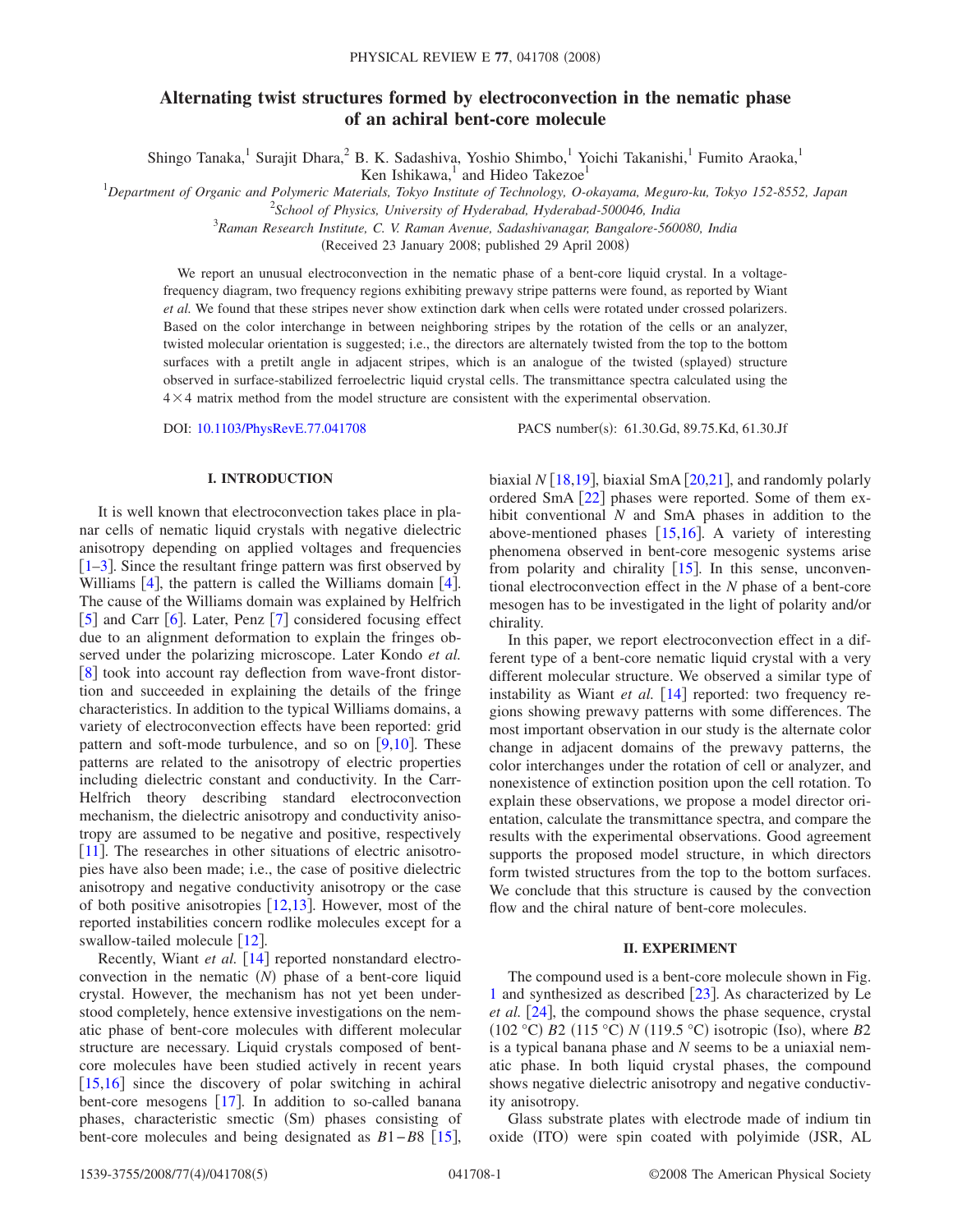# Alternating twist structures formed by electroconvection in the nematic phase of an achiral bent-core molecule

Shingo Tanaka,[1] Surajit Dhara,[2] B. K. Sadashiva, Yoshio Shimbo,[1] Yoichi Takanishi,[1] Fumito Araoka,[1] Ken Ishikawa,[1] and Hideo Takezoe[1]

[1]*Department of Organic and Polymeric Materials, Tokyo Institute of Technology, O-okayama, Meguro-ku, Tokyo 152-8552, Japan*

[2]*School of Physics, University of Hyderabad, Hyderabad-500046, India*

[3]*Raman Research Institute, C. V. Raman Avenue, Sadashivanagar, Bangalore-560080, India*

(Received 23 January 2008; published 29 April 2008)

We report an unusual electroconvection in the nematic phase of a bent-core liquid crystal. In a voltage-frequency diagram, two frequency regions exhibiting prewavy stripe patterns were found, as reported by Wiant *et al.* We found that these stripes never show extinction dark when cells were rotated under crossed polarizers. Based on the color interchange in between neighboring stripes by the rotation of the cells or an analyzer, twisted molecular orientation is suggested; i.e., the directors are alternately twisted from the top to the bottom surfaces with a pretilt angle in adjacent stripes, which is an analogue of the twisted (splayed) structure observed in surface-stabilized ferroelectric liquid crystal cells. The transmittance spectra calculated using the $4\times4$ matrix method from the model structure are consistent with the experimental observation.

DOI: 10.1103/PhysRevE.77.041708 PACS number(s): 61.30.Gd, 89.75.Kd, 61.30.Jf

## I. INTRODUCTION

It is well known that electroconvection takes place in planar cells of nematic liquid crystals with negative dielectric anisotropy depending on applied voltages and frequencies [1–3]. Since the resultant fringe pattern was first observed by Williams [4], the pattern is called the Williams domain [4]. The cause of the Williams domain was explained by Helfrich [5] and Carr [6]. Later, Penz [7] considered focusing effect due to an alignment deformation to explain the fringes observed under the polarizing microscope. Later Kondo *et al.* [8] took into account ray deflection from wave-front distortion and succeeded in explaining the details of the fringe characteristics. In addition to the typical Williams domains, a variety of electroconvection effects have been reported: grid pattern and soft-mode turbulence, and so on [9,10]. These patterns are related to the anisotropy of electric properties including dielectric constant and conductivity. In the Carr-Helfrich theory describing standard electroconvection mechanism, the dielectric anisotropy and conductivity anisotropy are assumed to be negative and positive, respectively [11]. The researches in other situations of electric anisotropies have also been made; i.e., the case of positive dielectric anisotropy and negative conductivity anisotropy or the case of both positive anisotropies [12,13]. However, most of the reported instabilities concern rodlike molecules except for a swallow-tailed molecule [12].

Recently, Wiant *et al.* [14] reported nonstandard electroconvection in the nematic (*N*) phase of a bent-core liquid crystal. However, the mechanism has not yet been understood completely, hence extensive investigations on the nematic phase of bent-core molecules with different molecular structure are necessary. Liquid crystals composed of bent-core molecules have been studied actively in recent years [15,16] since the discovery of polar switching in achiral bent-core mesogens [17]. In addition to so-called banana phases, characteristic smectic (Sm) phases consisting of bent-core molecules and being designated as *B*1–*B*8 [15], biaxial *N* [18,19], biaxial SmA [20,21], and randomly polarly ordered SmA [22] phases were reported. Some of them exhibit conventional *N* and SmA phases in addition to the above-mentioned phases [15,16]. A variety of interesting phenomena observed in bent-core mesogenic systems arise from polarity and chirality [15]. In this sense, unconventional electroconvection effect in the *N* phase of a bent-core mesogen has to be investigated in the light of polarity and/or chirality.

In this paper, we report electroconvection effect in a different type of a bent-core nematic liquid crystal with a very different molecular structure. We observed a similar type of instability as Wiant *et al.* [14] reported: two frequency regions showing prewavy patterns with some differences. The most important observation in our study is the alternate color change in adjacent domains of the prewavy patterns, the color interchanges under the rotation of cell or analyzer, and nonexistence of extinction position upon the cell rotation. To explain these observations, we propose a model director orientation, calculate the transmittance spectra, and compare the results with the experimental observations. Good agreement supports the proposed model structure, in which directors form twisted structures from the top to the bottom surfaces. We conclude that this structure is caused by the convection flow and the chiral nature of bent-core molecules.

## II. EXPERIMENT

The compound used is a bent-core molecule shown in Fig. 1 and synthesized as described [23]. As characterized by Le *et al.* [24], the compound shows the phase sequence, crystal (102 °C) *B*2 (115 °C) *N* (119.5 °C) isotropic (Iso), where *B*2 is a typical banana phase and *N* seems to be a uniaxial nematic phase. In both liquid crystal phases, the compound shows negative dielectric anisotropy and negative conductivity anisotropy.

Glass substrate plates with electrode made of indium tin oxide (ITO) were spin coated with polyimide (JSR, AL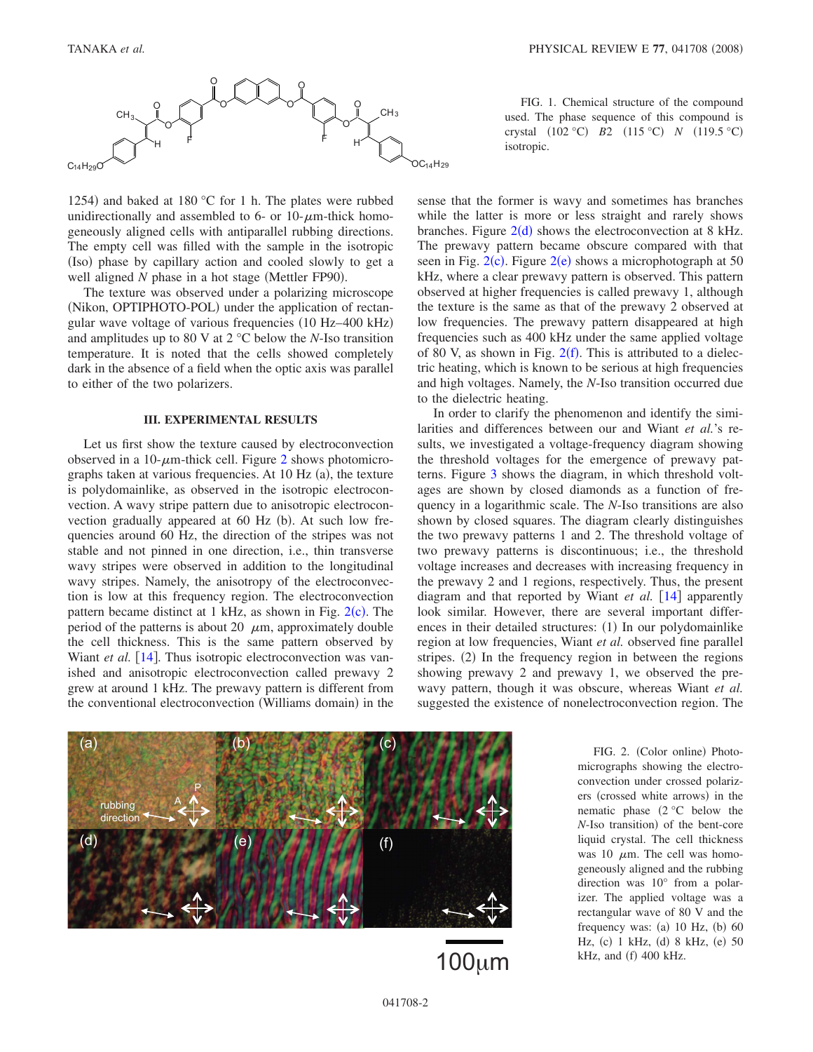FIG. 1. Chemical structure of the compound used. The phase sequence of this compound is crystal (102 °C) *B*2 (115 °C) *N* (119.5 °C) isotropic.

1254) and baked at 180 °C for 1 h. The plates were rubbed unidirectionally and assembled to 6- or 10-$\mu$m-thick homogeneously aligned cells with antiparallel rubbing directions. The empty cell was filled with the sample in the isotropic (Iso) phase by capillary action and cooled slowly to get a well aligned *N* phase in a hot stage (Mettler FP90).

The texture was observed under a polarizing microscope (Nikon, OPTIPHOTO-POL) under the application of rectangular wave voltage of various frequencies (10 Hz–400 kHz) and amplitudes up to 80 V at 2 °C below the *N*-Iso transition temperature. It is noted that the cells showed completely dark in the absence of a field when the optic axis was parallel to either of the two polarizers.

## III. EXPERIMENTAL RESULTS

Let us first show the texture caused by electroconvection observed in a 10-$\mu$m-thick cell. Figure 2 shows photomicrographs taken at various frequencies. At 10 Hz (a), the texture is polydomainlike, as observed in the isotropic electroconvection. A wavy stripe pattern due to anisotropic electroconvection gradually appeared at 60 Hz (b). At such low frequencies around 60 Hz, the direction of the stripes was not stable and not pinned in one direction, i.e., thin transverse wavy stripes were observed in addition to the longitudinal wavy stripes. Namely, the anisotropy of the electroconvection is low at this frequency region. The electroconvection pattern became distinct at 1 kHz, as shown in Fig. 2(c). The period of the patterns is about 20 $\mu$m, approximately double the cell thickness. This is the same pattern observed by Wiant *et al.* [14]. Thus isotropic electroconvection was vanished and anisotropic electroconvection called prewavy 2 grew at around 1 kHz. The prewavy pattern is different from the conventional electroconvection (Williams domain) in the sense that the former is wavy and sometimes has branches while the latter is more or less straight and rarely shows branches. Figure 2(d) shows the electroconvection at 8 kHz. The prewavy pattern became obscure compared with that seen in Fig. 2(c). Figure 2(e) shows a microphotograph at 50 kHz, where a clear prewavy pattern is observed. This pattern observed at higher frequencies is called prewavy 1, although the texture is the same as that of the prewavy 2 observed at low frequencies. The prewavy pattern disappeared at high frequencies such as 400 kHz under the same applied voltage of 80 V, as shown in Fig. 2(f). This is attributed to a dielectric heating, which is known to be serious at high frequencies and high voltages. Namely, the *N*-Iso transition occurred due to the dielectric heating.

In order to clarify the phenomenon and identify the similarities and differences between our and Wiant *et al.*'s results, we investigated a voltage-frequency diagram showing the threshold voltages for the emergence of prewavy patterns. Figure 3 shows the diagram, in which threshold voltages are shown by closed diamonds as a function of frequency in a logarithmic scale. The *N*-Iso transitions are also shown by closed squares. The diagram clearly distinguishes the two prewavy patterns 1 and 2. The threshold voltage of two prewavy patterns is discontinuous; i.e., the threshold voltage increases and decreases with increasing frequency in the prewavy 2 and 1 regions, respectively. Thus, the present diagram and that reported by Wiant *et al.* [14] apparently look similar. However, there are several important differences in their detailed structures: (1) In our polydomainlike region at low frequencies, Wiant *et al.* observed fine parallel stripes. (2) In the frequency region in between the regions showing prewavy 2 and prewavy 1, we observed the prewavy pattern, though it was obscure, whereas Wiant *et al.* suggested the existence of nonelectroconvection region. The

FIG. 2. (Color online) Photomicrographs showing the electroconvection under crossed polarizers (crossed white arrows) in the nematic phase (2 °C below the *N*-Iso transition) of the bent-core liquid crystal. The cell thickness was 10 $\mu$m. The cell was homogeneously aligned and the rubbing direction was 10° from a polarizer. The applied voltage was a rectangular wave of 80 V and the frequency was: (a) 10 Hz, (b) 60 Hz, (c) 1 kHz, (d) 8 kHz, (e) 50 kHz, and (f) 400 kHz.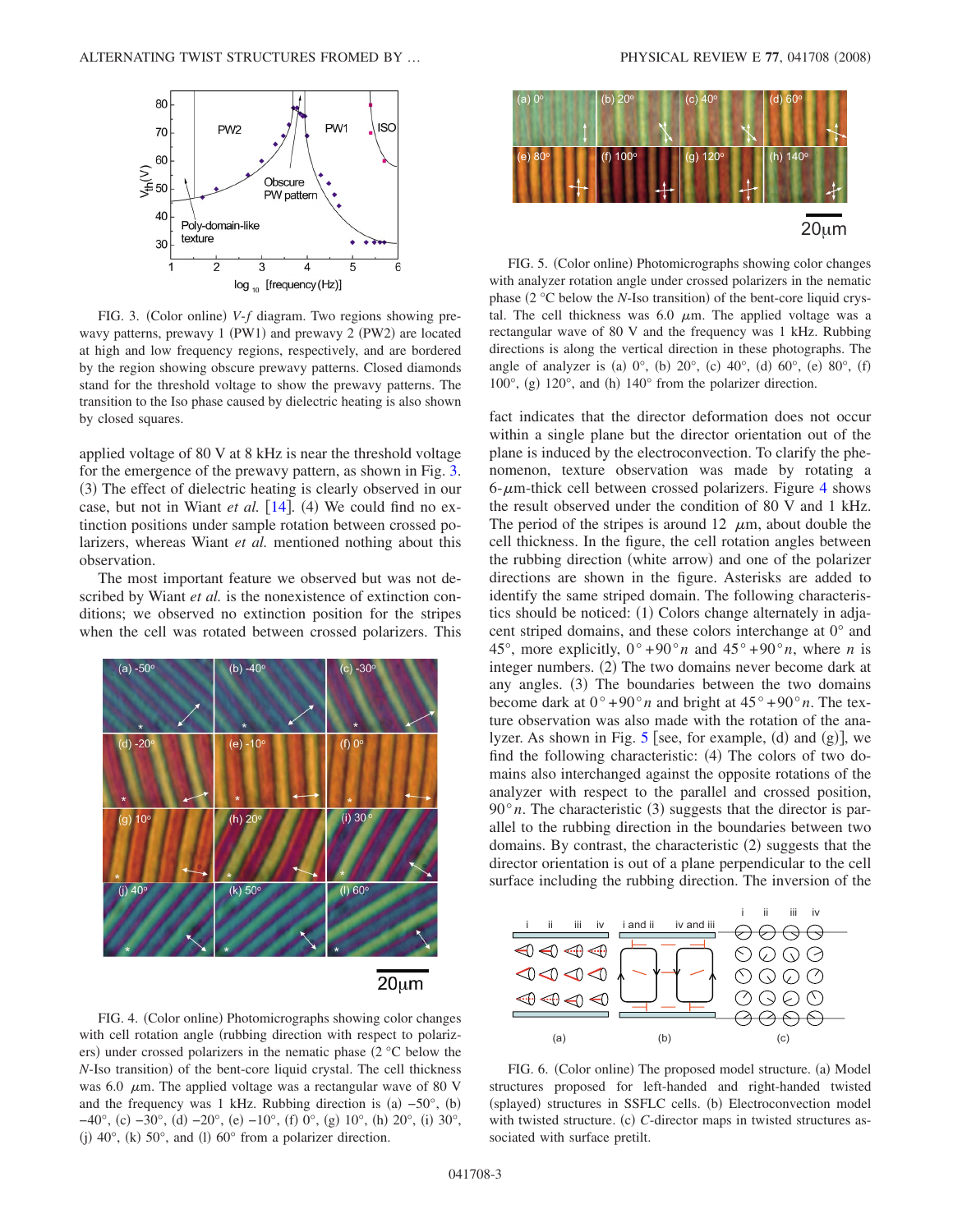FIG. 3. (Color online) V-f diagram. Two regions showing prewavy patterns, prewavy 1 (PW1) and prewavy 2 (PW2) are located at high and low frequency regions, respectively, and are bordered by the region showing obscure prewavy patterns. Closed diamonds stand for the threshold voltage to show the prewavy patterns. The transition to the Iso phase caused by dielectric heating is also shown by closed squares.

applied voltage of 80 V at 8 kHz is near the threshold voltage for the emergence of the prewavy pattern, as shown in Fig. 3. (3) The effect of dielectric heating is clearly observed in our case, but not in Wiant *et al.* [14]. (4) We could find no extinction positions under sample rotation between crossed polarizers, whereas Wiant *et al.* mentioned nothing about this observation.

The most important feature we observed but was not described by Wiant *et al.* is the nonexistence of extinction conditions; we observed no extinction position for the stripes when the cell was rotated between crossed polarizers. This fact indicates that the director deformation does not occur within a single plane but the director orientation out of the plane is induced by the electroconvection. To clarify the phenomenon, texture observation was made by rotating a 6-$\mu$m-thick cell between crossed polarizers. Figure 4 shows the result observed under the condition of 80 V and 1 kHz. The period of the stripes is around 12 $\mu$m, about double the cell thickness. In the figure, the cell rotation angles between the rubbing direction (white arrow) and one of the polarizer directions are shown in the figure. Asterisks are added to identify the same striped domain. The following characteristics should be noticed: (1) Colors change alternately in adjacent striped domains, and these colors interchange at 0° and 45°, more explicitly, $0°+90°n$ and $45°+90°n$, where $n$ is integer numbers. (2) The two domains never become dark at any angles. (3) The boundaries between the two domains become dark at $0°+90°n$ and bright at $45°+90°n$. The texture observation was also made with the rotation of the analyzer. As shown in Fig. 5 [see, for example, (d) and (g)], we find the following characteristic: (4) The colors of two domains also interchanged against the opposite rotations of the analyzer with respect to the parallel and crossed position, $90°n$. The characteristic (3) suggests that the director is parallel to the rubbing direction in the boundaries between two domains. By contrast, the characteristic (2) suggests that the director orientation is out of a plane perpendicular to the cell surface including the rubbing direction. The inversion of the

FIG. 4. (Color online) Photomicrographs showing color changes with cell rotation angle (rubbing direction with respect to polarizers) under crossed polarizers in the nematic phase (2 °C below the *N*-Iso transition) of the bent-core liquid crystal. The cell thickness was 6.0 $\mu$m. The applied voltage was a rectangular wave of 80 V and the frequency was 1 kHz. Rubbing direction is (a) −50°, (b) −40°, (c) −30°, (d) −20°, (e) −10°, (f) 0°, (g) 10°, (h) 20°, (i) 30°, (j) 40°, (k) 50°, and (l) 60° from a polarizer direction.

FIG. 5. (Color online) Photomicrographs showing color changes with analyzer rotation angle under crossed polarizers in the nematic phase (2 °C below the *N*-Iso transition) of the bent-core liquid crystal. The cell thickness was 6.0 $\mu$m. The applied voltage was a rectangular wave of 80 V and the frequency was 1 kHz. Rubbing directions is along the vertical direction in these photographs. The angle of analyzer is (a) 0°, (b) 20°, (c) 40°, (d) 60°, (e) 80°, (f) 100°, (g) 120°, and (h) 140° from the polarizer direction.

FIG. 6. (Color online) The proposed model structure. (a) Model structures proposed for left-handed and right-handed twisted (splayed) structures in SSFLC cells. (b) Electroconvection model with twisted structure. (c) *C*-director maps in twisted structures associated with surface pretilt.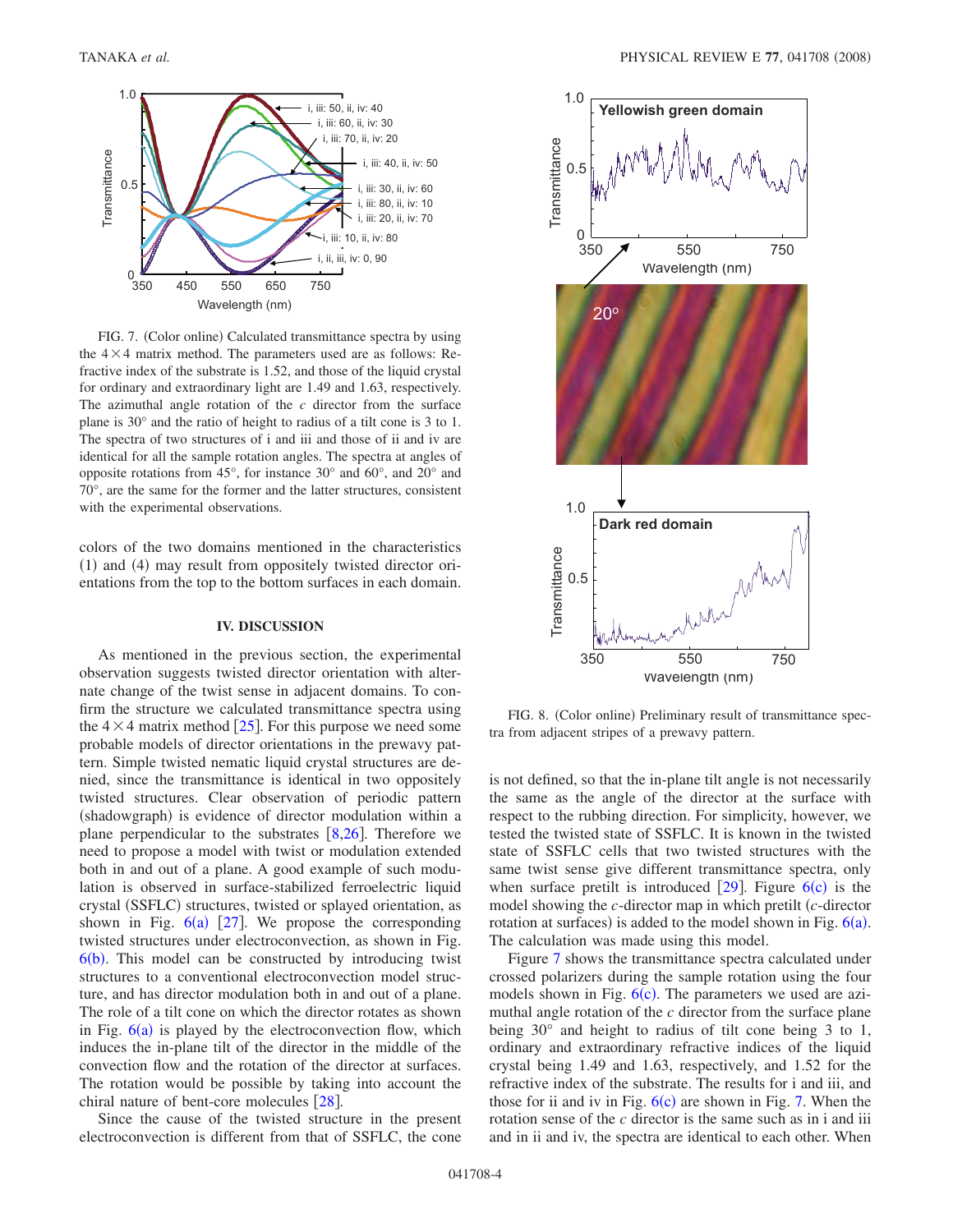FIG. 7. (Color online) Calculated transmittance spectra by using the $4\times4$ matrix method. The parameters used are as follows: Refractive index of the substrate is 1.52, and those of the liquid crystal for ordinary and extraordinary light are 1.49 and 1.63, respectively. The azimuthal angle rotation of the $c$ director from the surface plane is 30° and the ratio of height to radius of a tilt cone is 3 to 1. The spectra of two structures of i and iii and those of ii and iv are identical for all the sample rotation angles. The spectra at angles of opposite rotations from 45°, for instance 30° and 60°, and 20° and 70°, are the same for the former and the latter structures, consistent with the experimental observations.

colors of the two domains mentioned in the characteristics (1) and (4) may result from oppositely twisted director orientations from the top to the bottom surfaces in each domain.

## IV. DISCUSSION

As mentioned in the previous section, the experimental observation suggests twisted director orientation with alternate change of the twist sense in adjacent domains. To confirm the structure we calculated transmittance spectra using the $4\times4$ matrix method [25]. For this purpose we need some probable models of director orientations in the prewavy pattern. Simple twisted nematic liquid crystal structures are denied, since the transmittance is identical in two oppositely twisted structures. Clear observation of periodic pattern (shadowgraph) is evidence of director modulation within a plane perpendicular to the substrates [8,26]. Therefore we need to propose a model with twist or modulation extended both in and out of a plane. A good example of such modulation is observed in surface-stabilized ferroelectric liquid crystal (SSFLC) structures, twisted or splayed orientation, as shown in Fig. 6(a) [27]. We propose the corresponding twisted structures under electroconvection, as shown in Fig. 6(b). This model can be constructed by introducing twist structures to a conventional electroconvection model structure, and has director modulation both in and out of a plane. The role of a tilt cone on which the director rotates as shown in Fig. 6(a) is played by the electroconvection flow, which induces the in-plane tilt of the director in the middle of the convection flow and the rotation of the director at surfaces. The rotation would be possible by taking into account the chiral nature of bent-core molecules [28].

Since the cause of the twisted structure in the present electroconvection is different from that of SSFLC, the cone is not defined, so that the in-plane tilt angle is not necessarily the same as the angle of the director at the surface with respect to the rubbing direction. For simplicity, however, we tested the twisted state of SSFLC. It is known in the twisted state of SSFLC cells that two twisted structures with the same twist sense give different transmittance spectra, only when surface pretilt is introduced [29]. Figure 6(c) is the model showing the $c$-director map in which pretilt ($c$-director rotation at surfaces) is added to the model shown in Fig. 6(a). The calculation was made using this model.

FIG. 8. (Color online) Preliminary result of transmittance spectra from adjacent stripes of a prewavy pattern.

Figure 7 shows the transmittance spectra calculated under crossed polarizers during the sample rotation using the four models shown in Fig. 6(c). The parameters we used are azimuthal angle rotation of the $c$ director from the surface plane being 30° and height to radius of tilt cone being 3 to 1, ordinary and extraordinary refractive indices of the liquid crystal being 1.49 and 1.63, respectively, and 1.52 for the refractive index of the substrate. The results for i and iii, and those for ii and iv in Fig. 6(c) are shown in Fig. 7. When the rotation sense of the $c$ director is the same such as in i and iii and in ii and iv, the spectra are identical to each other. When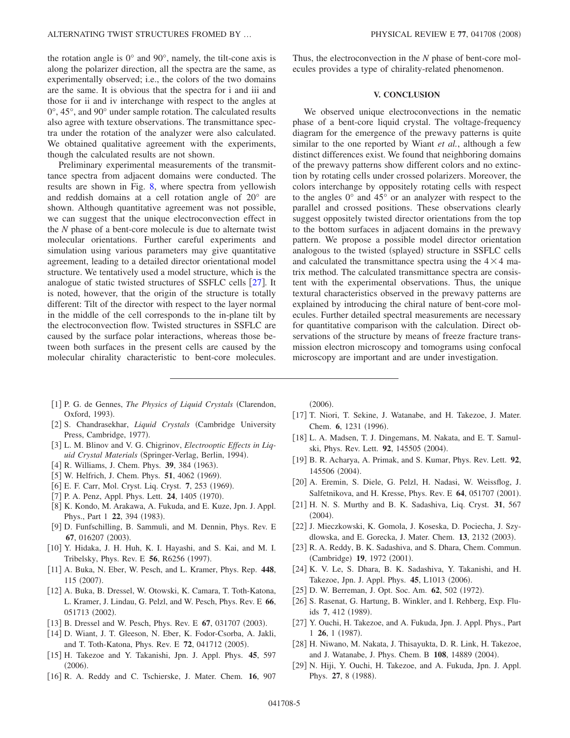the rotation angle is 0° and 90°, namely, the tilt-cone axis is along the polarizer direction, all the spectra are the same, as experimentally observed; i.e., the colors of the two domains are the same. It is obvious that the spectra for i and iii and those for ii and iv interchange with respect to the angles at 0°, 45°, and 90° under sample rotation. The calculated results also agree with texture observations. The transmittance spectra under the rotation of the analyzer were also calculated. We obtained qualitative agreement with the experiments, though the calculated results are not shown.

Preliminary experimental measurements of the transmittance spectra from adjacent domains were conducted. The results are shown in Fig. 8, where spectra from yellowish and reddish domains at a cell rotation angle of 20° are shown. Although quantitative agreement was not possible, we can suggest that the unique electroconvection effect in the *N* phase of a bent-core molecule is due to alternate twist molecular orientations. Further careful experiments and simulation using various parameters may give quantitative agreement, leading to a detailed director orientational model structure. We tentatively used a model structure, which is the analogue of static twisted structures of SSFLC cells [27]. It is noted, however, that the origin of the structure is totally different: Tilt of the director with respect to the layer normal in the middle of the cell corresponds to the in-plane tilt by the electroconvection flow. Twisted structures in SSFLC are caused by the surface polar interactions, whereas those between both surfaces in the present cells are caused by the molecular chirality characteristic to bent-core molecules. Thus, the electroconvection in the *N* phase of bent-core molecules provides a type of chirality-related phenomenon.

## V. CONCLUSION

We observed unique electroconvections in the nematic phase of a bent-core liquid crystal. The voltage-frequency diagram for the emergence of the prewavy patterns is quite similar to the one reported by Wiant *et al.*, although a few distinct differences exist. We found that neighboring domains of the prewavy patterns show different colors and no extinction by rotating cells under crossed polarizers. Moreover, the colors interchange by oppositely rotating cells with respect to the angles 0° and 45° or an analyzer with respect to the parallel and crossed positions. These observations clearly suggest oppositely twisted director orientations from the top to the bottom surfaces in adjacent domains in the prewavy pattern. We propose a possible model director orientation analogous to the twisted (splayed) structure in SSFLC cells and calculated the transmittance spectra using the $4\times4$ matrix method. The calculated transmittance spectra are consistent with the experimental observations. Thus, the unique textural characteristics observed in the prewavy patterns are explained by introducing the chiral nature of bent-core molecules. Further detailed spectral measurements are necessary for quantitative comparison with the calculation. Direct observations of the structure by means of freeze fracture transmission electron microscopy and tomograms using confocal microscopy are important and are under investigation.

---

[1] P. G. de Gennes, *The Physics of Liquid Crystals* (Clarendon, Oxford, 1993).
[2] S. Chandrasekhar, *Liquid Crystals* (Cambridge University Press, Cambridge, 1977).
[3] L. M. Blinov and V. G. Chigrinov, *Electrooptic Effects in Liquid Crystal Materials* (Springer-Verlag, Berlin, 1994).
[4] R. Williams, J. Chem. Phys. **39**, 384 (1963).
[5] W. Helfrich, J. Chem. Phys. **51**, 4062 (1969).
[6] E. F. Carr, Mol. Cryst. Liq. Cryst. **7**, 253 (1969).
[7] P. A. Penz, Appl. Phys. Lett. **24**, 1405 (1970).
[8] K. Kondo, M. Arakawa, A. Fukuda, and E. Kuze, Jpn. J. Appl. Phys., Part 1 **22**, 394 (1983).
[9] D. Funfschilling, B. Sammuli, and M. Dennin, Phys. Rev. E **67**, 016207 (2003).
[10] Y. Hidaka, J. H. Huh, K. I. Hayashi, and S. Kai, and M. I. Tribelsky, Phys. Rev. E **56**, R6256 (1997).
[11] A. Buka, N. Eber, W. Pesch, and L. Kramer, Phys. Rep. **448**, 115 (2007).
[12] A. Buka, B. Dressel, W. Otowski, K. Camara, T. Toth-Katona, L. Kramer, J. Lindau, G. Pelzl, and W. Pesch, Phys. Rev. E **66**, 051713 (2002).
[13] B. Dressel and W. Pesch, Phys. Rev. E **67**, 031707 (2003).
[14] D. Wiant, J. T. Gleeson, N. Eber, K. Fodor-Csorba, A. Jakli, and T. Toth-Katona, Phys. Rev. E **72**, 041712 (2005).
[15] H. Takezoe and Y. Takanishi, Jpn. J. Appl. Phys. **45**, 597 (2006).
[16] R. A. Reddy and C. Tschierske, J. Mater. Chem. **16**, 907 (2006).
[17] T. Niori, T. Sekine, J. Watanabe, and H. Takezoe, J. Mater. Chem. **6**, 1231 (1996).
[18] L. A. Madsen, T. J. Dingemans, M. Nakata, and E. T. Samulski, Phys. Rev. Lett. **92**, 145505 (2004).
[19] B. R. Acharya, A. Primak, and S. Kumar, Phys. Rev. Lett. **92**, 145506 (2004).
[20] A. Eremin, S. Diele, G. Pelzl, H. Nadasi, W. Weissflog, J. Salfetnikova, and H. Kresse, Phys. Rev. E **64**, 051707 (2001).
[21] H. N. S. Murthy and B. K. Sadashiva, Liq. Cryst. **31**, 567 (2004).
[22] J. Mieczkowski, K. Gomola, J. Koseska, D. Pociecha, J. Szydlowska, and E. Gorecka, J. Mater. Chem. **13**, 2132 (2003).
[23] R. A. Reddy, B. K. Sadashiva, and S. Dhara, Chem. Commun. (Cambridge) **19**, 1972 (2001).
[24] K. V. Le, S. Dhara, B. K. Sadashiva, Y. Takanishi, and H. Takezoe, Jpn. J. Appl. Phys. **45**, L1013 (2006).
[25] D. W. Berreman, J. Opt. Soc. Am. **62**, 502 (1972).
[26] S. Rasenat, G. Hartung, B. Winkler, and I. Rehberg, Exp. Fluids **7**, 412 (1989).
[27] Y. Ouchi, H. Takezoe, and A. Fukuda, Jpn. J. Appl. Phys., Part 1 **26**, 1 (1987).
[28] H. Niwano, M. Nakata, J. Thisayukta, D. R. Link, H. Takezoe, and J. Watanabe, J. Phys. Chem. B **108**, 14889 (2004).
[29] N. Hiji, Y. Ouchi, H. Takezoe, and A. Fukuda, Jpn. J. Appl. Phys. **27**, 8 (1988).